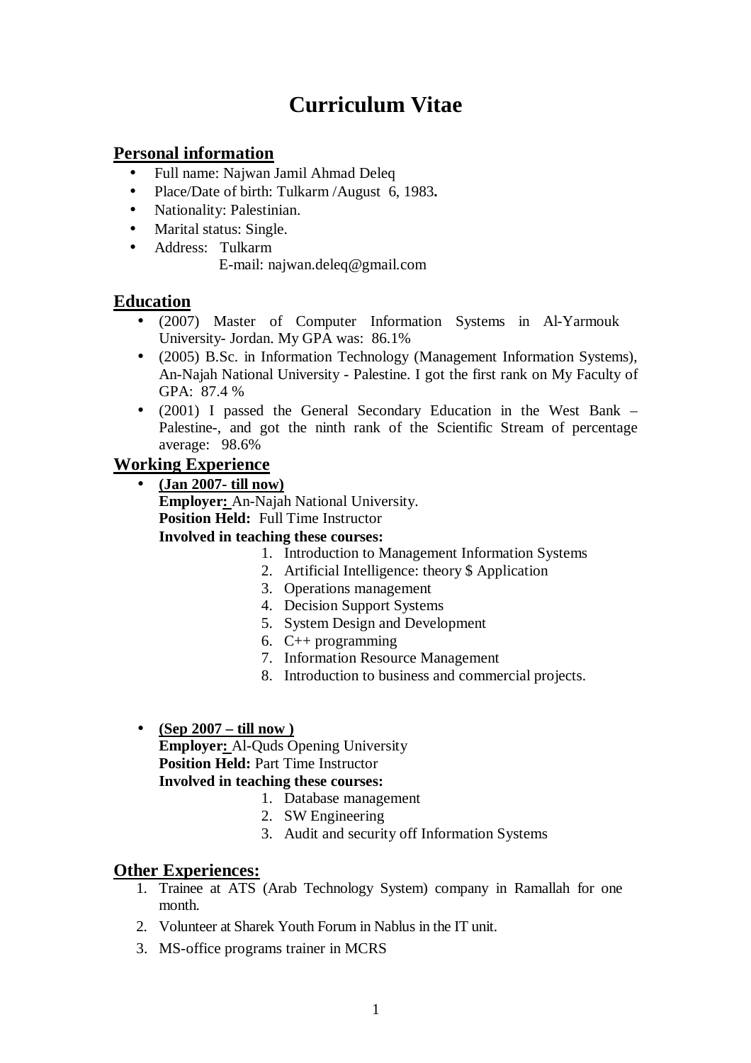// Curriculum Vitae

## Personal information

- Full name: Najwan Jamil Ahmad Deleq
- Place/Date of birth: Tulkarm /August 6, 1983**.**
- Nationality: Palestinian.
- Marital status: Single.
- Address: Tulkarm
  E-mail: najwan.deleq@gmail.com

## Education

- (2007) Master of Computer Information Systems in Al-Yarmouk University- Jordan. My GPA was: 86.1%
- (2005) B.Sc. in Information Technology (Management Information Systems), An-Najah National University - Palestine. I got the first rank on My Faculty of GPA: 87.4 %
- (2001) I passed the General Secondary Education in the West Bank –Palestine-, and got the ninth rank of the Scientific Stream of percentage average: 98.6%

## Working Experience

- **(Jan 2007- till now)**
  **Employer:** An-Najah National University.
  **Position Held:** Full Time Instructor
  **Involved in teaching these courses:**
  1. Introduction to Management Information Systems
  2. Artificial Intelligence: theory $ Application
  3. Operations management
  4. Decision Support Systems
  5. System Design and Development
  6. C++ programming
  7. Information Resource Management
  8. Introduction to business and commercial projects.

- **(Sep 2007 – till now )**
  **Employer:** Al-Quds Opening University
  **Position Held:** Part Time Instructor
  **Involved in teaching these courses:**
  1. Database management
  2. SW Engineering
  3. Audit and security off Information Systems

## Other Experiences:

1. Trainee at ATS (Arab Technology System) company in Ramallah for one month.
2. Volunteer at Sharek Youth Forum in Nablus in the IT unit.
3. MS-office programs trainer in MCRS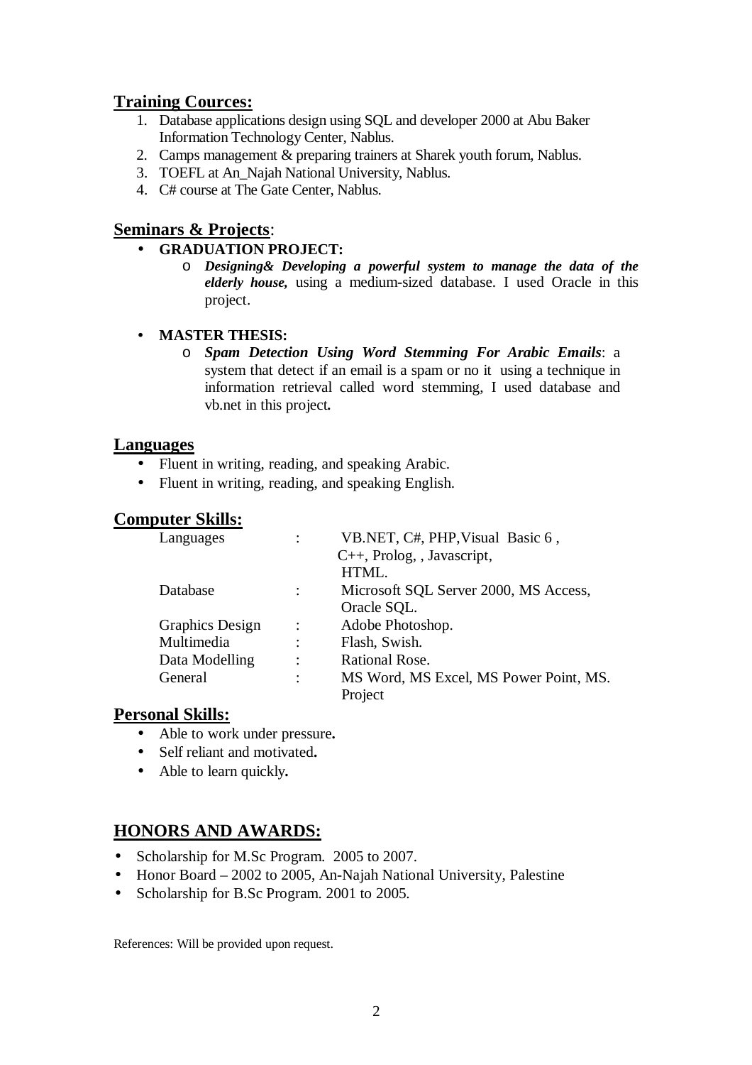## Training Cources:

1. Database applications design using SQL and developer 2000 at Abu Baker Information Technology Center, Nablus.
2. Camps management & preparing trainers at Sharek youth forum, Nablus.
3. TOEFL at An_Najah National University, Nablus.
4. C# course at The Gate Center, Nablus.

## Seminars & Projects:

- **GRADUATION PROJECT:**
  - ***Designing& Developing a powerful system to manage the data of the elderly house,*** using a medium-sized database. I used Oracle in this project.

- **MASTER THESIS:**
  - ***Spam Detection Using Word Stemming For Arabic Emails***: a system that detect if an email is a spam or no it using a technique in information retrieval called word stemming, I used database and vb.net in this project**.**

## Languages

- Fluent in writing, reading, and speaking Arabic.
- Fluent in writing, reading, and speaking English.

## Computer Skills:

| | | |
|---|---|---|
| Languages | : | VB.NET, C#, PHP,Visual Basic 6 , C++, Prolog, , Javascript, HTML. |
| Database | : | Microsoft SQL Server 2000, MS Access, Oracle SQL. |
| Graphics Design | : | Adobe Photoshop. |
| Multimedia | : | Flash, Swish. |
| Data Modelling | : | Rational Rose. |
| General | : | MS Word, MS Excel, MS Power Point, MS. Project |

## Personal Skills:

- Able to work under pressure**.**
- Self reliant and motivated**.**
- Able to learn quickly**.**

## HONORS AND AWARDS:

- Scholarship for M.Sc Program. 2005 to 2007.
- Honor Board – 2002 to 2005, An-Najah National University, Palestine
- Scholarship for B.Sc Program. 2001 to 2005.

References: Will be provided upon request.